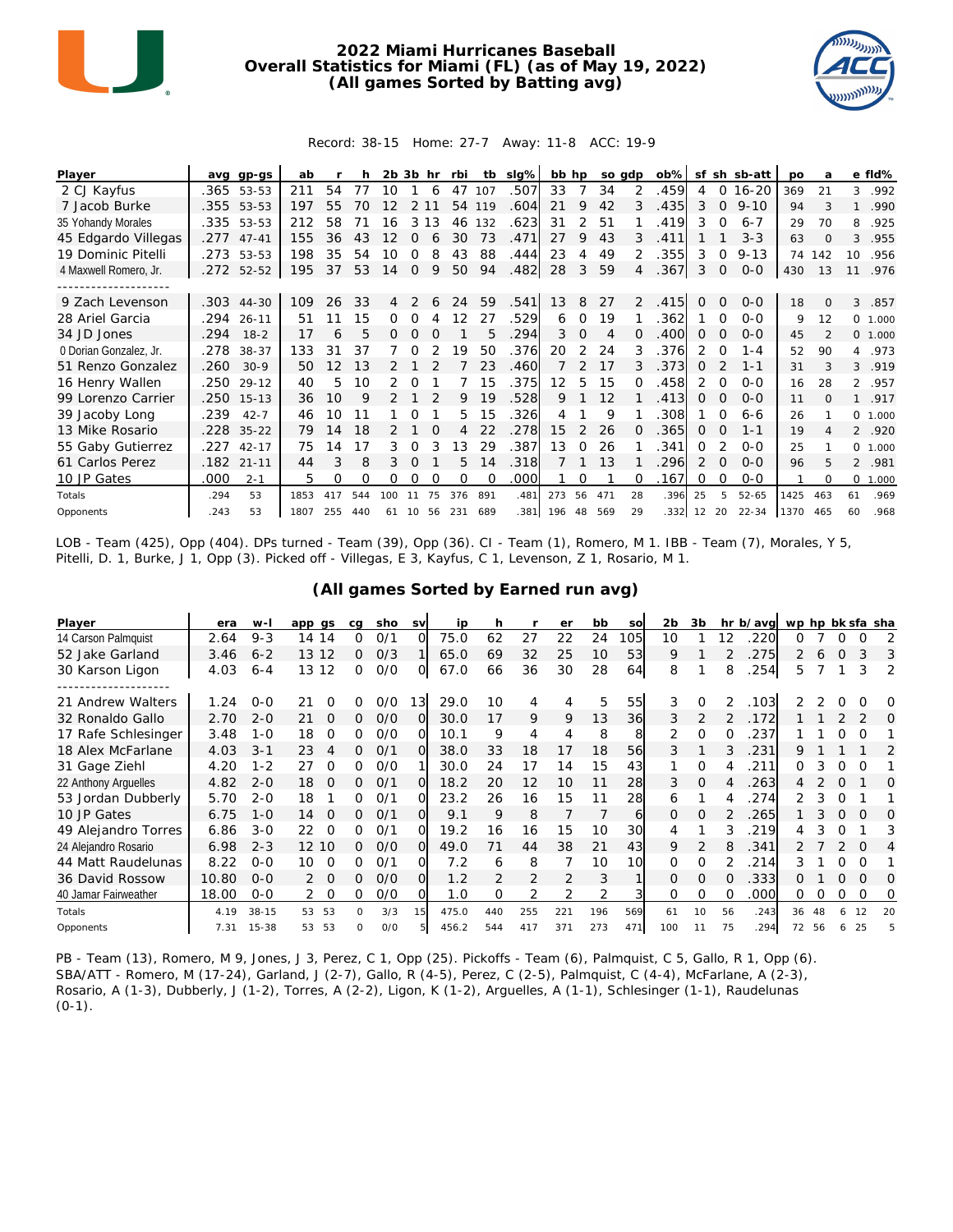# 2022 Miami Hurricanes Baseball
## Overall Statistics for Miami (FL) (as of May 19, 2022)
### (All games Sorted by Batting avg)

Record: 38-15 Home: 27-7 Away: 11-8 ACC: 19-9

| Player | avg | gp-gs | ab | r | h | 2b | 3b | hr | rbi | tb | slg% | bb | hp | so | gdp | ob% | sf | sh | sb-att | po | a | e | fld% |
|---|---|---|---|---|---|---|---|---|---|---|---|---|---|---|---|---|---|---|---|---|---|---|---|
| 2 CJ Kayfus | .365 | 53-53 | 211 | 54 | 77 | 10 | 1 | 6 | 47 | 107 | .507 | 33 | 7 | 34 | 2 | .459 | 4 | 0 | 16-20 | 369 | 21 | 3 | .992 |
| 7 Jacob Burke | .355 | 53-53 | 197 | 55 | 70 | 12 | 2 | 11 | 54 | 119 | .604 | 21 | 9 | 42 | 3 | .435 | 3 | 0 | 9-10 | 94 | 3 | 1 | .990 |
| 35 Yohandy Morales | .335 | 53-53 | 212 | 58 | 71 | 16 | 3 | 13 | 46 | 132 | .623 | 31 | 2 | 51 | 1 | .419 | 3 | 0 | 6-7 | 29 | 70 | 8 | .925 |
| 45 Edgardo Villegas | .277 | 47-41 | 155 | 36 | 43 | 12 | 0 | 6 | 30 | 73 | .471 | 27 | 9 | 43 | 3 | .411 | 1 | 1 | 3-3 | 63 | 0 | 3 | .955 |
| 19 Dominic Pitelli | .273 | 53-53 | 198 | 35 | 54 | 10 | 0 | 8 | 43 | 88 | .444 | 23 | 4 | 49 | 2 | .355 | 3 | 0 | 9-13 | 74 | 142 | 10 | .956 |
| 4 Maxwell Romero, Jr. | .272 | 52-52 | 195 | 37 | 53 | 14 | 0 | 9 | 50 | 94 | .482 | 28 | 3 | 59 | 4 | .367 | 3 | 0 | 0-0 | 430 | 13 | 11 | .976 |
| -------------------- | | | | | | | | | | | | | | | | | | | | | | | |
| 9 Zach Levenson | .303 | 44-30 | 109 | 26 | 33 | 4 | 2 | 6 | 24 | 59 | .541 | 13 | 8 | 27 | 2 | .415 | 0 | 0 | 0-0 | 18 | 0 | 3 | .857 |
| 28 Ariel Garcia | .294 | 26-11 | 51 | 11 | 15 | 0 | 0 | 4 | 12 | 27 | .529 | 6 | 0 | 19 | 1 | .362 | 1 | 0 | 0-0 | 9 | 12 | 0 | 1.000 |
| 34 JD Jones | .294 | 18-2 | 17 | 6 | 5 | 0 | 0 | 0 | 1 | 5 | .294 | 3 | 0 | 4 | 0 | .400 | 0 | 0 | 0-0 | 45 | 2 | 0 | 1.000 |
| 0 Dorian Gonzalez, Jr. | .278 | 38-37 | 133 | 31 | 37 | 7 | 0 | 2 | 19 | 50 | .376 | 20 | 2 | 24 | 3 | .376 | 2 | 0 | 1-4 | 52 | 90 | 4 | .973 |
| 51 Renzo Gonzalez | .260 | 30-9 | 50 | 12 | 13 | 2 | 1 | 2 | 7 | 23 | .460 | 7 | 2 | 17 | 3 | .373 | 0 | 2 | 1-1 | 31 | 3 | 3 | .919 |
| 16 Henry Wallen | .250 | 29-12 | 40 | 5 | 10 | 2 | 0 | 1 | 7 | 15 | .375 | 12 | 5 | 15 | 0 | .458 | 2 | 0 | 0-0 | 16 | 28 | 2 | .957 |
| 99 Lorenzo Carrier | .250 | 15-13 | 36 | 10 | 9 | 2 | 1 | 2 | 9 | 19 | .528 | 9 | 1 | 12 | 1 | .413 | 0 | 0 | 0-0 | 11 | 0 | 1 | .917 |
| 39 Jacoby Long | .239 | 42-7 | 46 | 10 | 11 | 1 | 0 | 1 | 5 | 15 | .326 | 4 | 1 | 9 | 1 | .308 | 1 | 0 | 6-6 | 26 | 1 | 0 | 1.000 |
| 13 Mike Rosario | .228 | 35-22 | 79 | 14 | 18 | 2 | 1 | 0 | 4 | 22 | .278 | 15 | 2 | 26 | 0 | .365 | 0 | 0 | 1-1 | 19 | 4 | 2 | .920 |
| 55 Gaby Gutierrez | .227 | 42-17 | 75 | 14 | 17 | 3 | 0 | 3 | 13 | 29 | .387 | 13 | 0 | 26 | 1 | .341 | 0 | 2 | 0-0 | 25 | 1 | 0 | 1.000 |
| 61 Carlos Perez | .182 | 21-11 | 44 | 3 | 8 | 3 | 0 | 1 | 5 | 14 | .318 | 7 | 1 | 13 | 1 | .296 | 2 | 0 | 0-0 | 96 | 5 | 2 | .981 |
| 10 JP Gates | .000 | 2-1 | 5 | 0 | 0 | 0 | 0 | 0 | 0 | 0 | .000 | 1 | 0 | 1 | 0 | .167 | 0 | 0 | 0-0 | 1 | 0 | 0 | 1.000 |
| Totals | .294 | 53 | 1853 | 417 | 544 | 100 | 11 | 75 | 376 | 891 | .481 | 273 | 56 | 471 | 28 | .396 | 25 | 5 | 52-65 | 1425 | 463 | 61 | .969 |
| Opponents | .243 | 53 | 1807 | 255 | 440 | 61 | 10 | 56 | 231 | 689 | .381 | 196 | 48 | 569 | 29 | .332 | 12 | 20 | 22-34 | 1370 | 465 | 60 | .968 |

LOB - Team (425), Opp (404). DPs turned - Team (39), Opp (36). CI - Team (1), Romero, M 1. IBB - Team (7), Morales, Y 5, Pitelli, D. 1, Burke, J 1, Opp (3). Picked off - Villegas, E 3, Kayfus, C 1, Levenson, Z 1, Rosario, M 1.

### (All games Sorted by Earned run avg)

| Player | era | w-l | app | gs | cg | sho | sv | ip | h | r | er | bb | so | 2b | 3b | hr | b/avg | wp | hp | bk | sfa | sha |
|---|---|---|---|---|---|---|---|---|---|---|---|---|---|---|---|---|---|---|---|---|---|---|
| 14 Carson Palmquist | 2.64 | 9-3 | 14 | 14 | 0 | 0/1 | 0 | 75.0 | 62 | 27 | 22 | 24 | 105 | 10 | 1 | 12 | .220 | 0 | 7 | 0 | 0 | 2 |
| 52 Jake Garland | 3.46 | 6-2 | 13 | 12 | 0 | 0/3 | 1 | 65.0 | 69 | 32 | 25 | 10 | 53 | 9 | 1 | 2 | .275 | 2 | 6 | 0 | 3 | 3 |
| 30 Karson Ligon | 4.03 | 6-4 | 13 | 12 | 0 | 0/0 | 0 | 67.0 | 66 | 36 | 30 | 28 | 64 | 8 | 1 | 8 | .254 | 5 | 7 | 1 | 3 | 2 |
| -------------------- | | | | | | | | | | | | | | | | | | | | | | |
| 21 Andrew Walters | 1.24 | 0-0 | 21 | 0 | 0 | 0/0 | 13 | 29.0 | 10 | 4 | 4 | 5 | 55 | 3 | 0 | 2 | .103 | 2 | 2 | 0 | 0 | 0 |
| 32 Ronaldo Gallo | 2.70 | 2-0 | 21 | 0 | 0 | 0/0 | 0 | 30.0 | 17 | 9 | 9 | 13 | 36 | 3 | 2 | 2 | .172 | 1 | 1 | 2 | 2 | 0 |
| 17 Rafe Schlesinger | 3.48 | 1-0 | 18 | 0 | 0 | 0/0 | 0 | 10.1 | 9 | 4 | 4 | 8 | 8 | 2 | 0 | 0 | .237 | 1 | 1 | 0 | 0 | 1 |
| 18 Alex McFarlane | 4.03 | 3-1 | 23 | 4 | 0 | 0/1 | 0 | 38.0 | 33 | 18 | 17 | 18 | 56 | 3 | 1 | 3 | .231 | 9 | 1 | 1 | 1 | 2 |
| 31 Gage Ziehl | 4.20 | 1-2 | 27 | 0 | 0 | 0/0 | 1 | 30.0 | 24 | 17 | 14 | 15 | 43 | 1 | 0 | 4 | .211 | 0 | 3 | 0 | 0 | 1 |
| 22 Anthony Arguelles | 4.82 | 2-0 | 18 | 0 | 0 | 0/1 | 0 | 18.2 | 20 | 12 | 10 | 11 | 28 | 3 | 0 | 4 | .263 | 4 | 2 | 0 | 1 | 0 |
| 53 Jordan Dubberly | 5.70 | 2-0 | 18 | 1 | 0 | 0/1 | 0 | 23.2 | 26 | 16 | 15 | 11 | 28 | 6 | 1 | 4 | .274 | 2 | 3 | 0 | 1 | 1 |
| 10 JP Gates | 6.75 | 1-0 | 14 | 0 | 0 | 0/1 | 0 | 9.1 | 9 | 8 | 7 | 7 | 6 | 0 | 0 | 2 | .265 | 1 | 3 | 0 | 0 | 0 |
| 49 Alejandro Torres | 6.86 | 3-0 | 22 | 0 | 0 | 0/1 | 0 | 19.2 | 16 | 16 | 15 | 10 | 30 | 4 | 1 | 3 | .219 | 4 | 3 | 0 | 1 | 3 |
| 24 Alejandro Rosario | 6.98 | 2-3 | 12 | 10 | 0 | 0/0 | 0 | 49.0 | 71 | 44 | 38 | 21 | 43 | 9 | 2 | 8 | .341 | 2 | 7 | 2 | 0 | 4 |
| 44 Matt Raudelunas | 8.22 | 0-0 | 10 | 0 | 0 | 0/1 | 0 | 7.2 | 6 | 8 | 7 | 10 | 10 | 0 | 0 | 2 | .214 | 3 | 1 | 0 | 0 | 1 |
| 36 David Rossow | 10.80 | 0-0 | 2 | 0 | 0 | 0/0 | 0 | 1.2 | 2 | 2 | 2 | 3 | 1 | 0 | 0 | 0 | .333 | 0 | 1 | 0 | 0 | 0 |
| 40 Jamar Fairweather | 18.00 | 0-0 | 2 | 0 | 0 | 0/0 | 0 | 1.0 | 0 | 2 | 2 | 2 | 3 | 0 | 0 | 0 | .000 | 0 | 0 | 0 | 0 | 0 |
| Totals | 4.19 | 38-15 | 53 | 53 | 0 | 3/3 | 15 | 475.0 | 440 | 255 | 221 | 196 | 569 | 61 | 10 | 56 | .243 | 36 | 48 | 6 | 12 | 20 |
| Opponents | 7.31 | 15-38 | 53 | 53 | 0 | 0/0 | 5 | 456.2 | 544 | 417 | 371 | 273 | 471 | 100 | 11 | 75 | .294 | 72 | 56 | 6 | 25 | 5 |

PB - Team (13), Romero, M 9, Jones, J 3, Perez, C 1, Opp (25). Pickoffs - Team (6), Palmquist, C 5, Gallo, R 1, Opp (6). SBA/ATT - Romero, M (17-24), Garland, J (2-7), Gallo, R (4-5), Perez, C (2-5), Palmquist, C (4-4), McFarlane, A (2-3), Rosario, A (1-3), Dubberly, J (1-2), Torres, A (2-2), Ligon, K (1-2), Arguelles, A (1-1), Schlesinger (1-1), Raudelunas (0-1).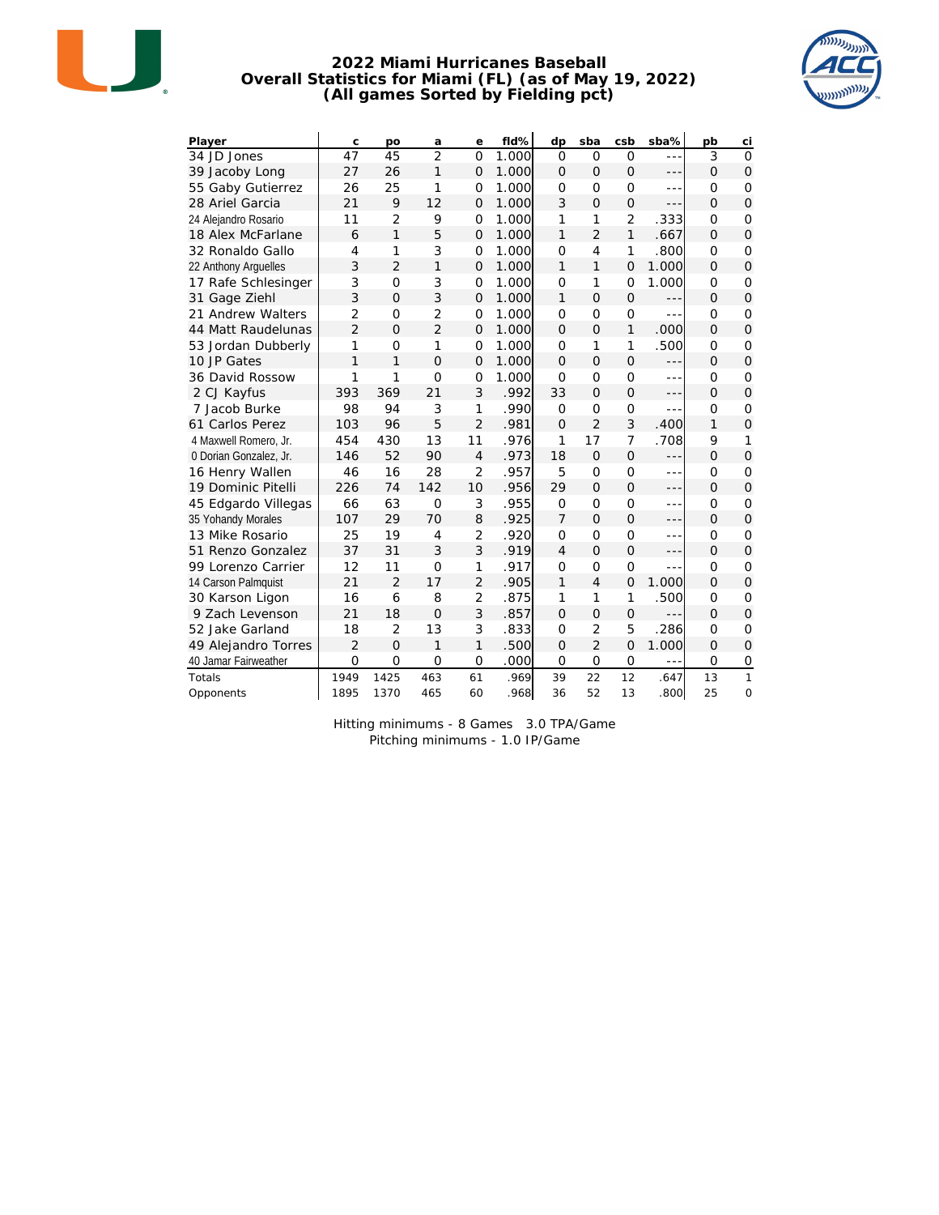# 2022 Miami Hurricanes Baseball
## Overall Statistics for Miami (FL) (as of May 19, 2022)
## (All games Sorted by Fielding pct)

| Player | c | po | a | e | fld% | dp | sba | csb | sba% | pb | ci |
|---|---|---|---|---|---|---|---|---|---|---|---|
| 34 JD Jones | 47 | 45 | 2 | 0 | 1.000 | 0 | 0 | 0 | --- | 3 | 0 |
| 39 Jacoby Long | 27 | 26 | 1 | 0 | 1.000 | 0 | 0 | 0 | --- | 0 | 0 |
| 55 Gaby Gutierrez | 26 | 25 | 1 | 0 | 1.000 | 0 | 0 | 0 | --- | 0 | 0 |
| 28 Ariel Garcia | 21 | 9 | 12 | 0 | 1.000 | 3 | 0 | 0 | --- | 0 | 0 |
| 24 Alejandro Rosario | 11 | 2 | 9 | 0 | 1.000 | 1 | 1 | 2 | .333 | 0 | 0 |
| 18 Alex McFarlane | 6 | 1 | 5 | 0 | 1.000 | 1 | 2 | 1 | .667 | 0 | 0 |
| 32 Ronaldo Gallo | 4 | 1 | 3 | 0 | 1.000 | 0 | 4 | 1 | .800 | 0 | 0 |
| 22 Anthony Arguelles | 3 | 2 | 1 | 0 | 1.000 | 1 | 1 | 0 | 1.000 | 0 | 0 |
| 17 Rafe Schlesinger | 3 | 0 | 3 | 0 | 1.000 | 0 | 1 | 0 | 1.000 | 0 | 0 |
| 31 Gage Ziehl | 3 | 0 | 3 | 0 | 1.000 | 1 | 0 | 0 | --- | 0 | 0 |
| 21 Andrew Walters | 2 | 0 | 2 | 0 | 1.000 | 0 | 0 | 0 | --- | 0 | 0 |
| 44 Matt Raudelunas | 2 | 0 | 2 | 0 | 1.000 | 0 | 0 | 1 | .000 | 0 | 0 |
| 53 Jordan Dubberly | 1 | 0 | 1 | 0 | 1.000 | 0 | 1 | 1 | .500 | 0 | 0 |
| 10 JP Gates | 1 | 1 | 0 | 0 | 1.000 | 0 | 0 | 0 | --- | 0 | 0 |
| 36 David Rossow | 1 | 1 | 0 | 0 | 1.000 | 0 | 0 | 0 | --- | 0 | 0 |
| 2 CJ Kayfus | 393 | 369 | 21 | 3 | .992 | 33 | 0 | 0 | --- | 0 | 0 |
| 7 Jacob Burke | 98 | 94 | 3 | 1 | .990 | 0 | 0 | 0 | --- | 0 | 0 |
| 61 Carlos Perez | 103 | 96 | 5 | 2 | .981 | 0 | 2 | 3 | .400 | 1 | 0 |
| 4 Maxwell Romero, Jr. | 454 | 430 | 13 | 11 | .976 | 1 | 17 | 7 | .708 | 9 | 1 |
| 0 Dorian Gonzalez, Jr. | 146 | 52 | 90 | 4 | .973 | 18 | 0 | 0 | --- | 0 | 0 |
| 16 Henry Wallen | 46 | 16 | 28 | 2 | .957 | 5 | 0 | 0 | --- | 0 | 0 |
| 19 Dominic Pitelli | 226 | 74 | 142 | 10 | .956 | 29 | 0 | 0 | --- | 0 | 0 |
| 45 Edgardo Villegas | 66 | 63 | 0 | 3 | .955 | 0 | 0 | 0 | --- | 0 | 0 |
| 35 Yohandy Morales | 107 | 29 | 70 | 8 | .925 | 7 | 0 | 0 | --- | 0 | 0 |
| 13 Mike Rosario | 25 | 19 | 4 | 2 | .920 | 0 | 0 | 0 | --- | 0 | 0 |
| 51 Renzo Gonzalez | 37 | 31 | 3 | 3 | .919 | 4 | 0 | 0 | --- | 0 | 0 |
| 99 Lorenzo Carrier | 12 | 11 | 0 | 1 | .917 | 0 | 0 | 0 | --- | 0 | 0 |
| 14 Carson Palmquist | 21 | 2 | 17 | 2 | .905 | 1 | 4 | 0 | 1.000 | 0 | 0 |
| 30 Karson Ligon | 16 | 6 | 8 | 2 | .875 | 1 | 1 | 1 | .500 | 0 | 0 |
| 9 Zach Levenson | 21 | 18 | 0 | 3 | .857 | 0 | 0 | 0 | --- | 0 | 0 |
| 52 Jake Garland | 18 | 2 | 13 | 3 | .833 | 0 | 2 | 5 | .286 | 0 | 0 |
| 49 Alejandro Torres | 2 | 0 | 1 | 1 | .500 | 0 | 2 | 0 | 1.000 | 0 | 0 |
| 40 Jamar Fairweather | 0 | 0 | 0 | 0 | .000 | 0 | 0 | 0 | --- | 0 | 0 |
| Totals | 1949 | 1425 | 463 | 61 | .969 | 39 | 22 | 12 | .647 | 13 | 1 |
| Opponents | 1895 | 1370 | 465 | 60 | .968 | 36 | 52 | 13 | .800 | 25 | 0 |

Hitting minimums - 8 Games 3.0 TPA/Game
Pitching minimums - 1.0 IP/Game